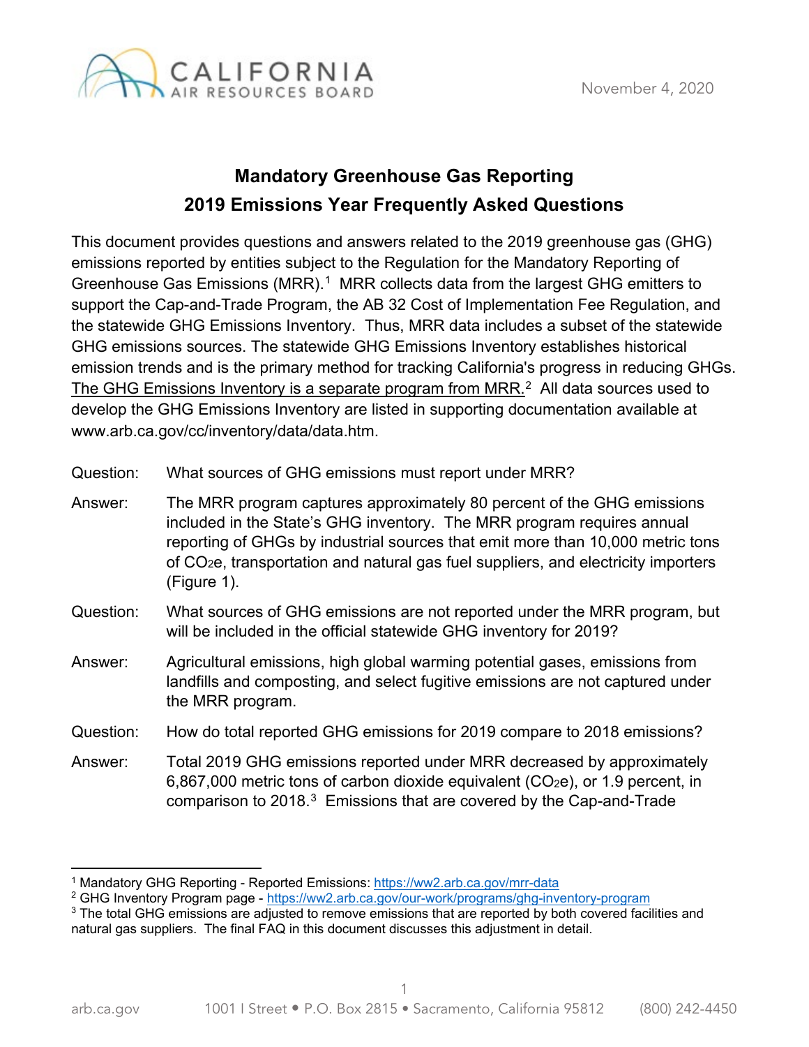# Mandatory Greenhouse Gas Reporting
# 2019 Emissions Year Frequently Asked Questions

This document provides questions and answers related to the 2019 greenhouse gas (GHG) emissions reported by entities subject to the Regulation for the Mandatory Reporting of Greenhouse Gas Emissions (MRR).[1] MRR collects data from the largest GHG emitters to support the Cap-and-Trade Program, the AB 32 Cost of Implementation Fee Regulation, and the statewide GHG Emissions Inventory. Thus, MRR data includes a subset of the statewide GHG emissions sources. The statewide GHG Emissions Inventory establishes historical emission trends and is the primary method for tracking California's progress in reducing GHGs. The GHG Emissions Inventory is a separate program from MRR.[2] All data sources used to develop the GHG Emissions Inventory are listed in supporting documentation available at www.arb.ca.gov/cc/inventory/data/data.htm.

**Question:** What sources of GHG emissions must report under MRR?

**Answer:** The MRR program captures approximately 80 percent of the GHG emissions included in the State's GHG inventory. The MRR program requires annual reporting of GHGs by industrial sources that emit more than 10,000 metric tons of $CO_2e$, transportation and natural gas fuel suppliers, and electricity importers (Figure 1).

**Question:** What sources of GHG emissions are not reported under the MRR program, but will be included in the official statewide GHG inventory for 2019?

**Answer:** Agricultural emissions, high global warming potential gases, emissions from landfills and composting, and select fugitive emissions are not captured under the MRR program.

**Question:** How do total reported GHG emissions for 2019 compare to 2018 emissions?

**Answer:** Total 2019 GHG emissions reported under MRR decreased by approximately 6,867,000 metric tons of carbon dioxide equivalent ($CO_2e$), or 1.9 percent, in comparison to 2018.[3] Emissions that are covered by the Cap-and-Trade

---

[1] Mandatory GHG Reporting - Reported Emissions: https://ww2.arb.ca.gov/mrr-data

[2] GHG Inventory Program page - https://ww2.arb.ca.gov/our-work/programs/ghg-inventory-program

[3] The total GHG emissions are adjusted to remove emissions that are reported by both covered facilities and natural gas suppliers. The final FAQ in this document discusses this adjustment in detail.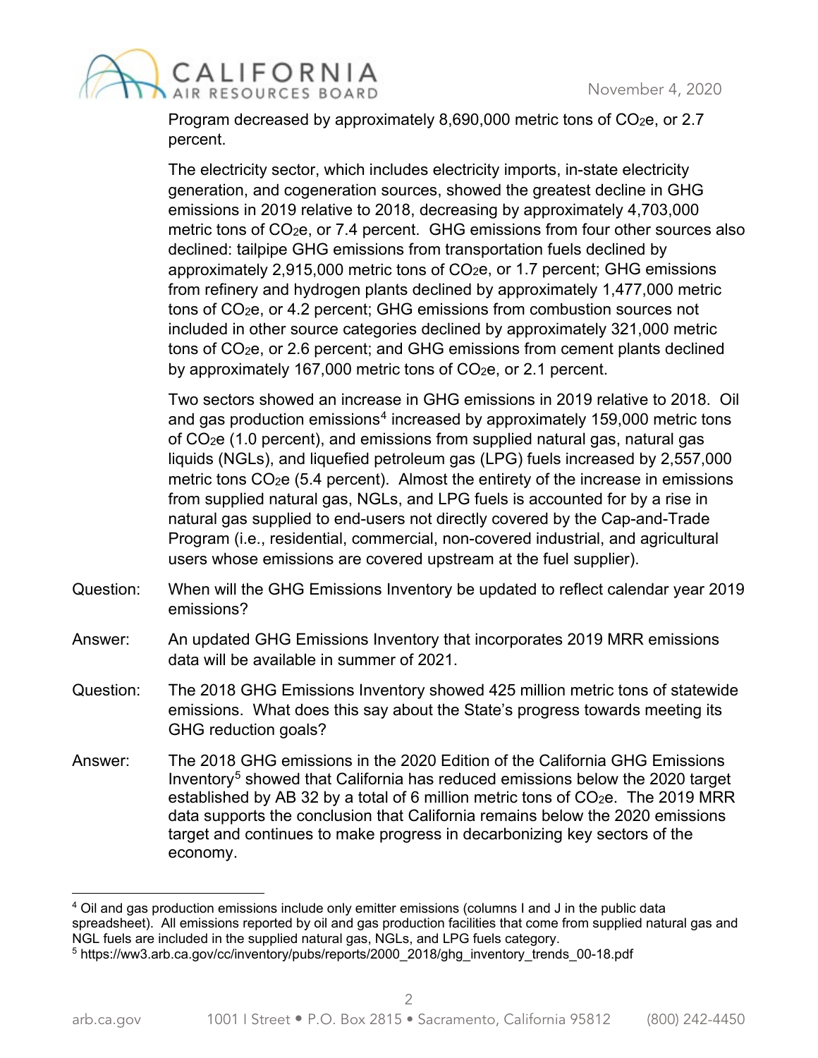Program decreased by approximately 8,690,000 metric tons of $CO_2e$, or 2.7 percent.

The electricity sector, which includes electricity imports, in-state electricity generation, and cogeneration sources, showed the greatest decline in GHG emissions in 2019 relative to 2018, decreasing by approximately 4,703,000 metric tons of $CO_2e$, or 7.4 percent. GHG emissions from four other sources also declined: tailpipe GHG emissions from transportation fuels declined by approximately 2,915,000 metric tons of $CO_2e$, or 1.7 percent; GHG emissions from refinery and hydrogen plants declined by approximately 1,477,000 metric tons of $CO_2e$, or 4.2 percent; GHG emissions from combustion sources not included in other source categories declined by approximately 321,000 metric tons of $CO_2e$, or 2.6 percent; and GHG emissions from cement plants declined by approximately 167,000 metric tons of $CO_2e$, or 2.1 percent.

Two sectors showed an increase in GHG emissions in 2019 relative to 2018. Oil and gas production emissions[4] increased by approximately 159,000 metric tons of $CO_2e$ (1.0 percent), and emissions from supplied natural gas, natural gas liquids (NGLs), and liquefied petroleum gas (LPG) fuels increased by 2,557,000 metric tons $CO_2e$ (5.4 percent). Almost the entirety of the increase in emissions from supplied natural gas, NGLs, and LPG fuels is accounted for by a rise in natural gas supplied to end-users not directly covered by the Cap-and-Trade Program (i.e., residential, commercial, non-covered industrial, and agricultural users whose emissions are covered upstream at the fuel supplier).

Question: When will the GHG Emissions Inventory be updated to reflect calendar year 2019 emissions?

Answer: An updated GHG Emissions Inventory that incorporates 2019 MRR emissions data will be available in summer of 2021.

Question: The 2018 GHG Emissions Inventory showed 425 million metric tons of statewide emissions. What does this say about the State's progress towards meeting its GHG reduction goals?

Answer: The 2018 GHG emissions in the 2020 Edition of the California GHG Emissions Inventory[5] showed that California has reduced emissions below the 2020 target established by AB 32 by a total of 6 million metric tons of $CO_2e$. The 2019 MRR data supports the conclusion that California remains below the 2020 emissions target and continues to make progress in decarbonizing key sectors of the economy.

---

[4] Oil and gas production emissions include only emitter emissions (columns I and J in the public data spreadsheet). All emissions reported by oil and gas production facilities that come from supplied natural gas and NGL fuels are included in the supplied natural gas, NGLs, and LPG fuels category.

[5] https://ww3.arb.ca.gov/cc/inventory/pubs/reports/2000_2018/ghg_inventory_trends_00-18.pdf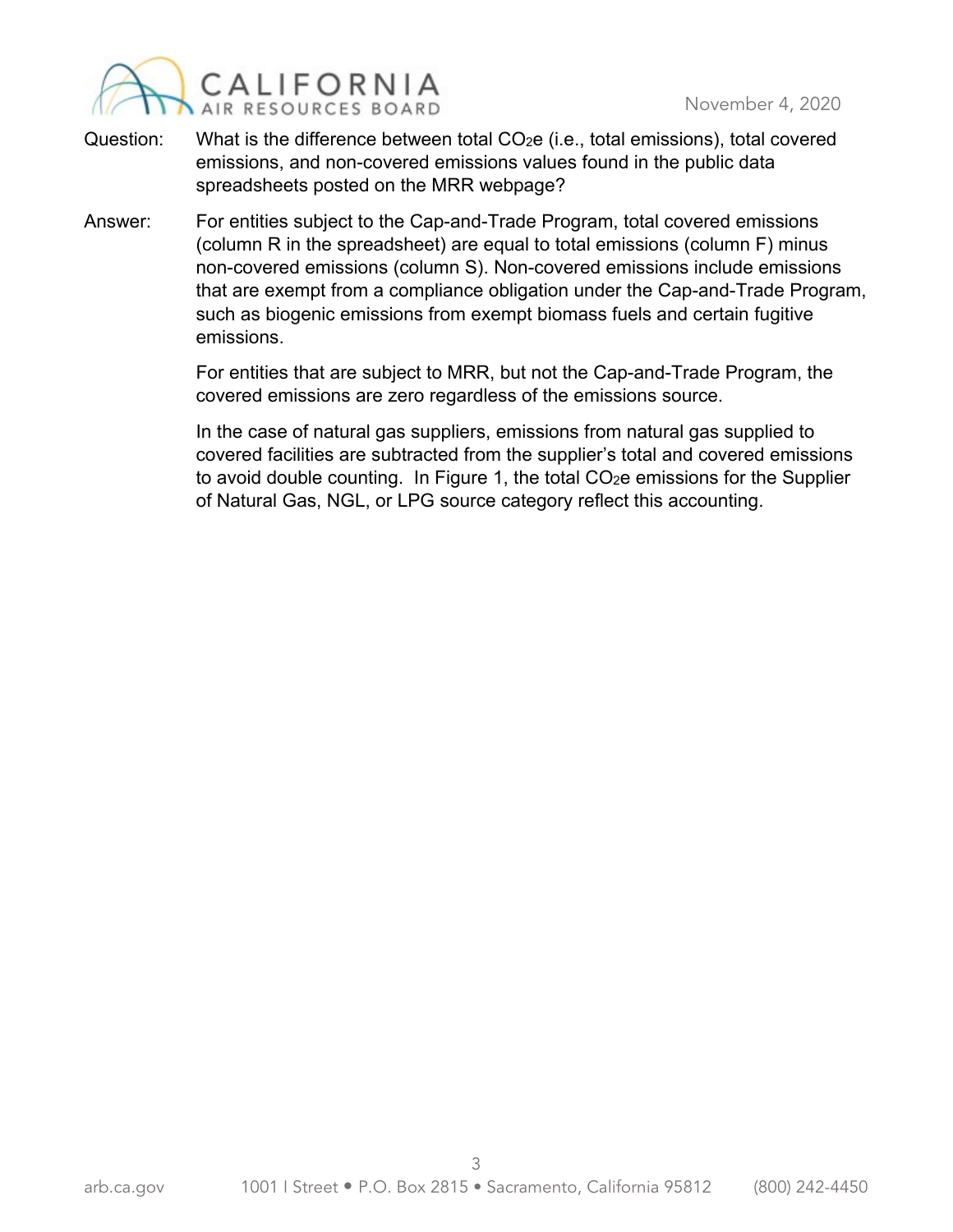Question: What is the difference between total $CO_2e$ (i.e., total emissions), total covered emissions, and non-covered emissions values found in the public data spreadsheets posted on the MRR webpage?

Answer: For entities subject to the Cap-and-Trade Program, total covered emissions (column R in the spreadsheet) are equal to total emissions (column F) minus non-covered emissions (column S). Non-covered emissions include emissions that are exempt from a compliance obligation under the Cap-and-Trade Program, such as biogenic emissions from exempt biomass fuels and certain fugitive emissions.

For entities that are subject to MRR, but not the Cap-and-Trade Program, the covered emissions are zero regardless of the emissions source.

In the case of natural gas suppliers, emissions from natural gas supplied to covered facilities are subtracted from the supplier's total and covered emissions to avoid double counting. In Figure 1, the total $CO_2e$ emissions for the Supplier of Natural Gas, NGL, or LPG source category reflect this accounting.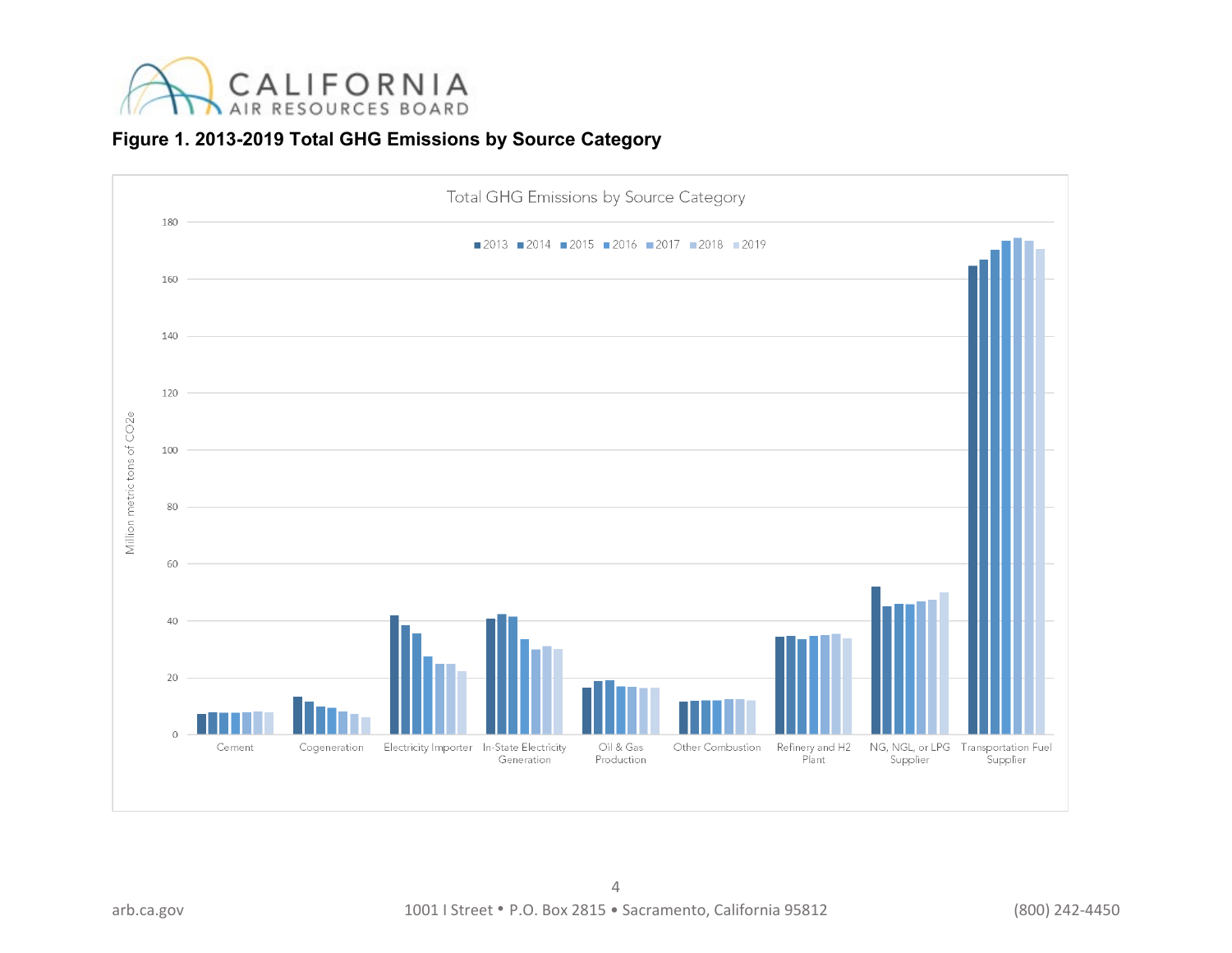**Figure 1. 2013-2019 Total GHG Emissions by Source Category**

Total GHG Emissions by Source Category

2013 2014 2015 2016 2017 2018 2019

Million metric tons of CO2e

180
160
140
120
100
80
60
40
20
0

Cement
Cogeneration
Electricity Importer
In-State Electricity Generation
Oil & Gas Production
Other Combustion
Refinery and H2 Plant
NG, NGL, or LPG Supplier
Transportation Fuel Supplier